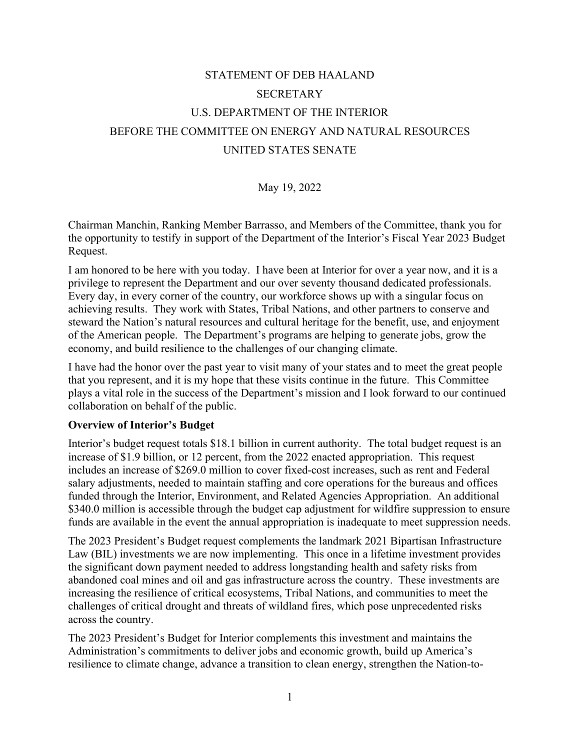# STATEMENT OF DEB HAALAND
# SECRETARY
# U.S. DEPARTMENT OF THE INTERIOR
# BEFORE THE COMMITTEE ON ENERGY AND NATURAL RESOURCES
# UNITED STATES SENATE

May 19, 2022

Chairman Manchin, Ranking Member Barrasso, and Members of the Committee, thank you for the opportunity to testify in support of the Department of the Interior's Fiscal Year 2023 Budget Request.

I am honored to be here with you today. I have been at Interior for over a year now, and it is a privilege to represent the Department and our over seventy thousand dedicated professionals. Every day, in every corner of the country, our workforce shows up with a singular focus on achieving results. They work with States, Tribal Nations, and other partners to conserve and steward the Nation's natural resources and cultural heritage for the benefit, use, and enjoyment of the American people. The Department's programs are helping to generate jobs, grow the economy, and build resilience to the challenges of our changing climate.

I have had the honor over the past year to visit many of your states and to meet the great people that you represent, and it is my hope that these visits continue in the future. This Committee plays a vital role in the success of the Department's mission and I look forward to our continued collaboration on behalf of the public.

**Overview of Interior's Budget**

Interior's budget request totals $18.1 billion in current authority. The total budget request is an increase of $1.9 billion, or 12 percent, from the 2022 enacted appropriation. This request includes an increase of $269.0 million to cover fixed-cost increases, such as rent and Federal salary adjustments, needed to maintain staffing and core operations for the bureaus and offices funded through the Interior, Environment, and Related Agencies Appropriation. An additional $340.0 million is accessible through the budget cap adjustment for wildfire suppression to ensure funds are available in the event the annual appropriation is inadequate to meet suppression needs.

The 2023 President's Budget request complements the landmark 2021 Bipartisan Infrastructure Law (BIL) investments we are now implementing. This once in a lifetime investment provides the significant down payment needed to address longstanding health and safety risks from abandoned coal mines and oil and gas infrastructure across the country. These investments are increasing the resilience of critical ecosystems, Tribal Nations, and communities to meet the challenges of critical drought and threats of wildland fires, which pose unprecedented risks across the country.

The 2023 President's Budget for Interior complements this investment and maintains the Administration's commitments to deliver jobs and economic growth, build up America's resilience to climate change, advance a transition to clean energy, strengthen the Nation-to-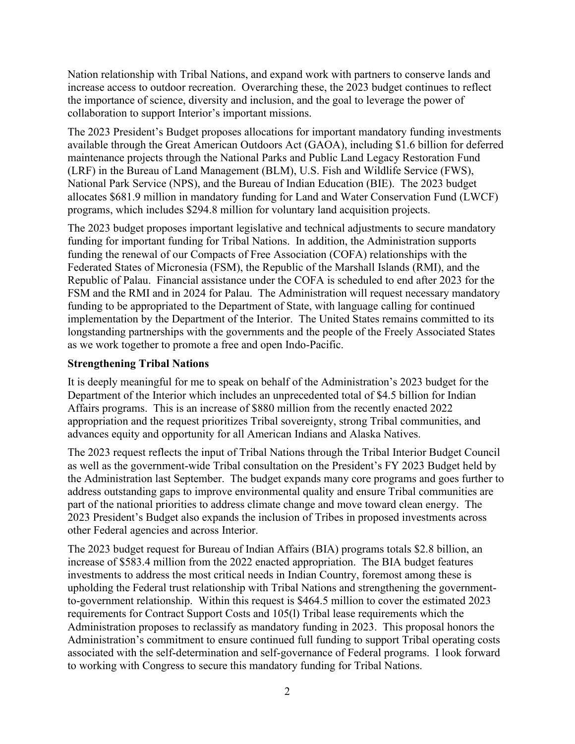Nation relationship with Tribal Nations, and expand work with partners to conserve lands and increase access to outdoor recreation. Overarching these, the 2023 budget continues to reflect the importance of science, diversity and inclusion, and the goal to leverage the power of collaboration to support Interior's important missions.

The 2023 President's Budget proposes allocations for important mandatory funding investments available through the Great American Outdoors Act (GAOA), including $1.6 billion for deferred maintenance projects through the National Parks and Public Land Legacy Restoration Fund (LRF) in the Bureau of Land Management (BLM), U.S. Fish and Wildlife Service (FWS), National Park Service (NPS), and the Bureau of Indian Education (BIE). The 2023 budget allocates $681.9 million in mandatory funding for Land and Water Conservation Fund (LWCF) programs, which includes $294.8 million for voluntary land acquisition projects.

The 2023 budget proposes important legislative and technical adjustments to secure mandatory funding for important funding for Tribal Nations. In addition, the Administration supports funding the renewal of our Compacts of Free Association (COFA) relationships with the Federated States of Micronesia (FSM), the Republic of the Marshall Islands (RMI), and the Republic of Palau. Financial assistance under the COFA is scheduled to end after 2023 for the FSM and the RMI and in 2024 for Palau. The Administration will request necessary mandatory funding to be appropriated to the Department of State, with language calling for continued implementation by the Department of the Interior. The United States remains committed to its longstanding partnerships with the governments and the people of the Freely Associated States as we work together to promote a free and open Indo-Pacific.

**Strengthening Tribal Nations**

It is deeply meaningful for me to speak on behalf of the Administration's 2023 budget for the Department of the Interior which includes an unprecedented total of $4.5 billion for Indian Affairs programs. This is an increase of $880 million from the recently enacted 2022 appropriation and the request prioritizes Tribal sovereignty, strong Tribal communities, and advances equity and opportunity for all American Indians and Alaska Natives.

The 2023 request reflects the input of Tribal Nations through the Tribal Interior Budget Council as well as the government-wide Tribal consultation on the President's FY 2023 Budget held by the Administration last September. The budget expands many core programs and goes further to address outstanding gaps to improve environmental quality and ensure Tribal communities are part of the national priorities to address climate change and move toward clean energy. The 2023 President's Budget also expands the inclusion of Tribes in proposed investments across other Federal agencies and across Interior.

The 2023 budget request for Bureau of Indian Affairs (BIA) programs totals $2.8 billion, an increase of $583.4 million from the 2022 enacted appropriation. The BIA budget features investments to address the most critical needs in Indian Country, foremost among these is upholding the Federal trust relationship with Tribal Nations and strengthening the government-to-government relationship. Within this request is $464.5 million to cover the estimated 2023 requirements for Contract Support Costs and 105(l) Tribal lease requirements which the Administration proposes to reclassify as mandatory funding in 2023. This proposal honors the Administration's commitment to ensure continued full funding to support Tribal operating costs associated with the self-determination and self-governance of Federal programs. I look forward to working with Congress to secure this mandatory funding for Tribal Nations.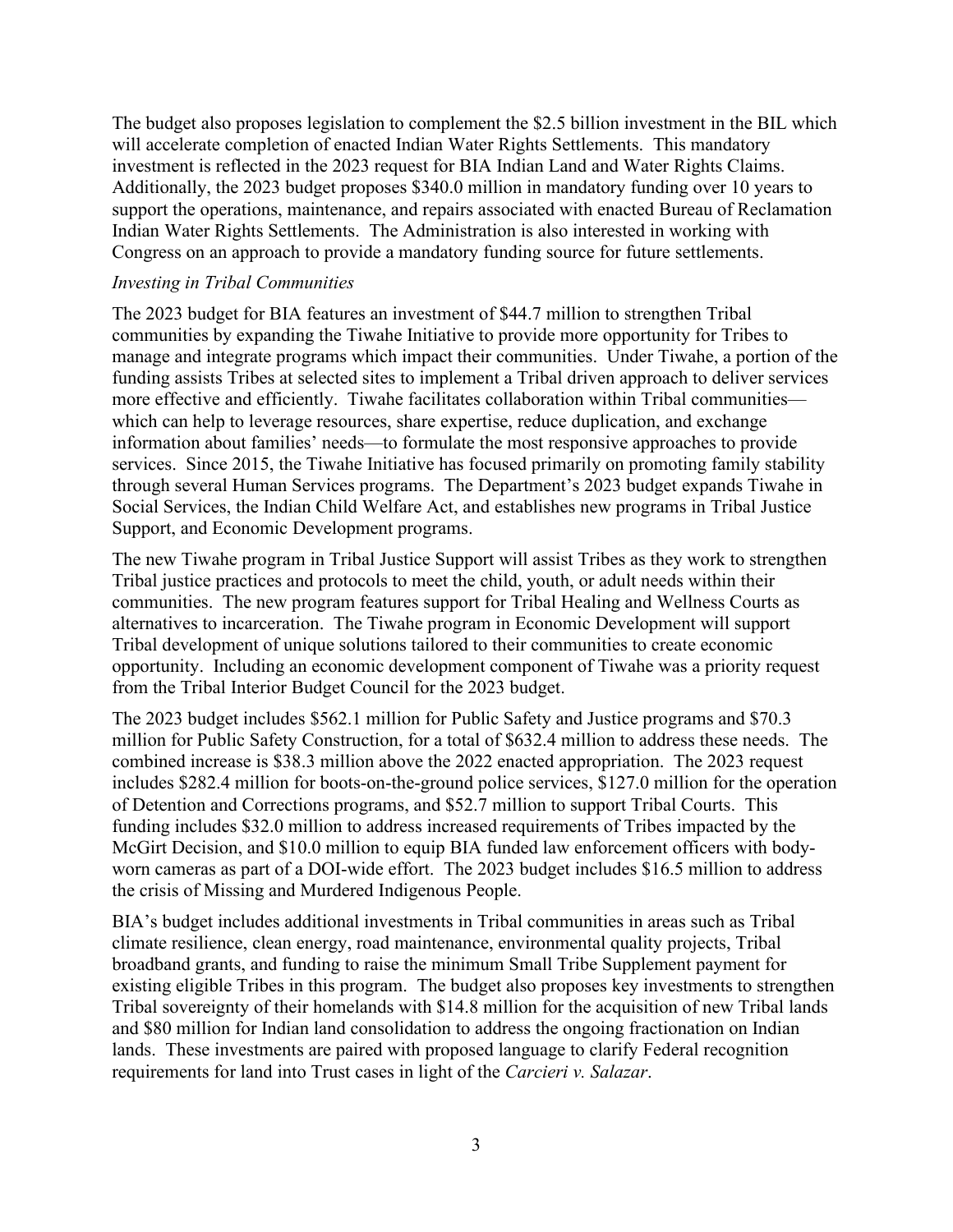The budget also proposes legislation to complement the $2.5 billion investment in the BIL which will accelerate completion of enacted Indian Water Rights Settlements. This mandatory investment is reflected in the 2023 request for BIA Indian Land and Water Rights Claims. Additionally, the 2023 budget proposes $340.0 million in mandatory funding over 10 years to support the operations, maintenance, and repairs associated with enacted Bureau of Reclamation Indian Water Rights Settlements. The Administration is also interested in working with Congress on an approach to provide a mandatory funding source for future settlements.

*Investing in Tribal Communities*

The 2023 budget for BIA features an investment of $44.7 million to strengthen Tribal communities by expanding the Tiwahe Initiative to provide more opportunity for Tribes to manage and integrate programs which impact their communities. Under Tiwahe, a portion of the funding assists Tribes at selected sites to implement a Tribal driven approach to deliver services more effective and efficiently. Tiwahe facilitates collaboration within Tribal communities—which can help to leverage resources, share expertise, reduce duplication, and exchange information about families' needs—to formulate the most responsive approaches to provide services. Since 2015, the Tiwahe Initiative has focused primarily on promoting family stability through several Human Services programs. The Department's 2023 budget expands Tiwahe in Social Services, the Indian Child Welfare Act, and establishes new programs in Tribal Justice Support, and Economic Development programs.

The new Tiwahe program in Tribal Justice Support will assist Tribes as they work to strengthen Tribal justice practices and protocols to meet the child, youth, or adult needs within their communities. The new program features support for Tribal Healing and Wellness Courts as alternatives to incarceration. The Tiwahe program in Economic Development will support Tribal development of unique solutions tailored to their communities to create economic opportunity. Including an economic development component of Tiwahe was a priority request from the Tribal Interior Budget Council for the 2023 budget.

The 2023 budget includes $562.1 million for Public Safety and Justice programs and $70.3 million for Public Safety Construction, for a total of $632.4 million to address these needs. The combined increase is $38.3 million above the 2022 enacted appropriation. The 2023 request includes $282.4 million for boots-on-the-ground police services, $127.0 million for the operation of Detention and Corrections programs, and $52.7 million to support Tribal Courts. This funding includes $32.0 million to address increased requirements of Tribes impacted by the McGirt Decision, and $10.0 million to equip BIA funded law enforcement officers with body-worn cameras as part of a DOI-wide effort. The 2023 budget includes $16.5 million to address the crisis of Missing and Murdered Indigenous People.

BIA's budget includes additional investments in Tribal communities in areas such as Tribal climate resilience, clean energy, road maintenance, environmental quality projects, Tribal broadband grants, and funding to raise the minimum Small Tribe Supplement payment for existing eligible Tribes in this program. The budget also proposes key investments to strengthen Tribal sovereignty of their homelands with $14.8 million for the acquisition of new Tribal lands and $80 million for Indian land consolidation to address the ongoing fractionation on Indian lands. These investments are paired with proposed language to clarify Federal recognition requirements for land into Trust cases in light of the *Carcieri v. Salazar*.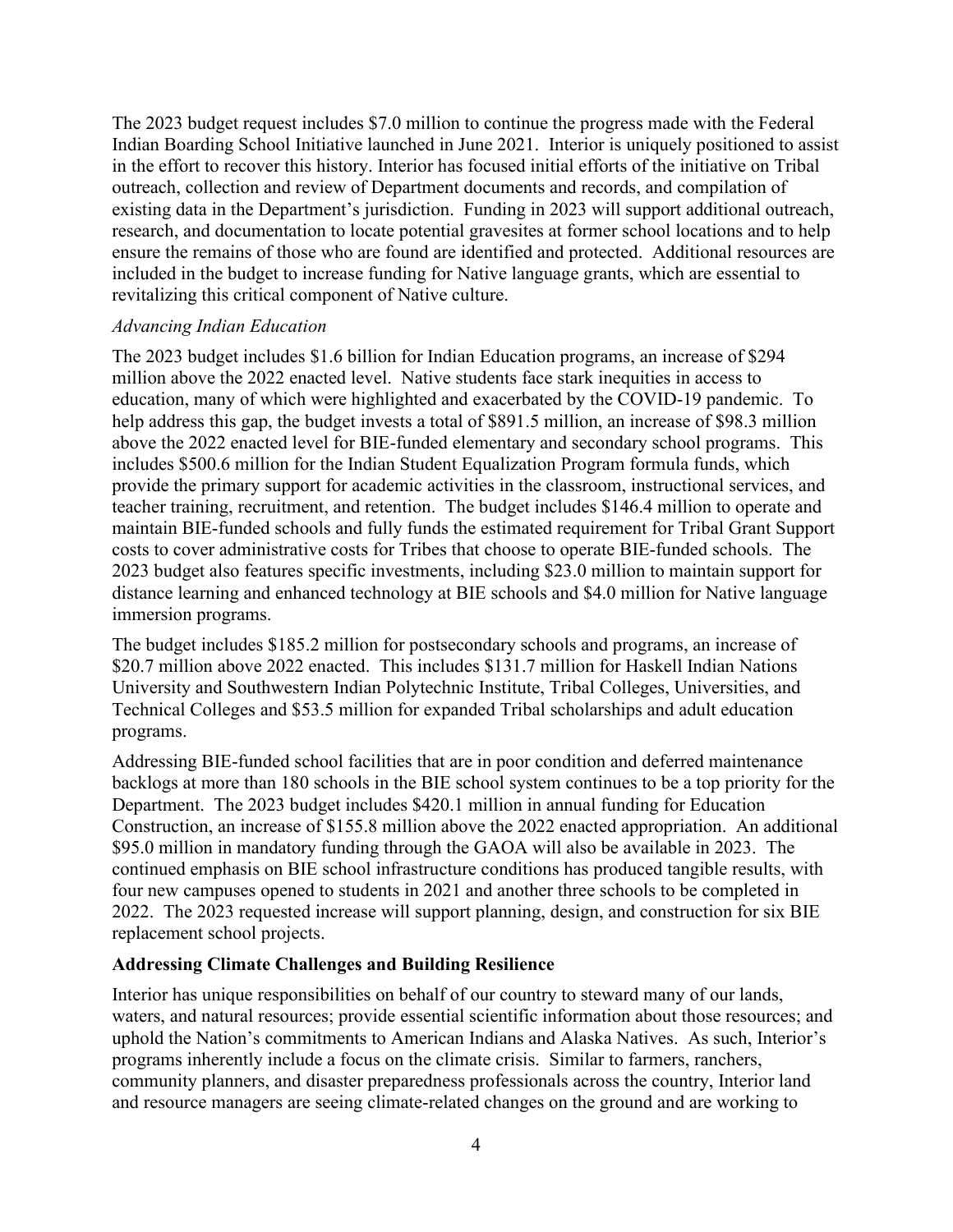The 2023 budget request includes $7.0 million to continue the progress made with the Federal Indian Boarding School Initiative launched in June 2021. Interior is uniquely positioned to assist in the effort to recover this history. Interior has focused initial efforts of the initiative on Tribal outreach, collection and review of Department documents and records, and compilation of existing data in the Department's jurisdiction. Funding in 2023 will support additional outreach, research, and documentation to locate potential gravesites at former school locations and to help ensure the remains of those who are found are identified and protected. Additional resources are included in the budget to increase funding for Native language grants, which are essential to revitalizing this critical component of Native culture.

*Advancing Indian Education*

The 2023 budget includes $1.6 billion for Indian Education programs, an increase of $294 million above the 2022 enacted level. Native students face stark inequities in access to education, many of which were highlighted and exacerbated by the COVID-19 pandemic. To help address this gap, the budget invests a total of $891.5 million, an increase of $98.3 million above the 2022 enacted level for BIE-funded elementary and secondary school programs. This includes $500.6 million for the Indian Student Equalization Program formula funds, which provide the primary support for academic activities in the classroom, instructional services, and teacher training, recruitment, and retention. The budget includes $146.4 million to operate and maintain BIE-funded schools and fully funds the estimated requirement for Tribal Grant Support costs to cover administrative costs for Tribes that choose to operate BIE-funded schools. The 2023 budget also features specific investments, including $23.0 million to maintain support for distance learning and enhanced technology at BIE schools and $4.0 million for Native language immersion programs.

The budget includes $185.2 million for postsecondary schools and programs, an increase of $20.7 million above 2022 enacted. This includes $131.7 million for Haskell Indian Nations University and Southwestern Indian Polytechnic Institute, Tribal Colleges, Universities, and Technical Colleges and $53.5 million for expanded Tribal scholarships and adult education programs.

Addressing BIE-funded school facilities that are in poor condition and deferred maintenance backlogs at more than 180 schools in the BIE school system continues to be a top priority for the Department. The 2023 budget includes $420.1 million in annual funding for Education Construction, an increase of $155.8 million above the 2022 enacted appropriation. An additional $95.0 million in mandatory funding through the GAOA will also be available in 2023. The continued emphasis on BIE school infrastructure conditions has produced tangible results, with four new campuses opened to students in 2021 and another three schools to be completed in 2022. The 2023 requested increase will support planning, design, and construction for six BIE replacement school projects.

**Addressing Climate Challenges and Building Resilience**

Interior has unique responsibilities on behalf of our country to steward many of our lands, waters, and natural resources; provide essential scientific information about those resources; and uphold the Nation's commitments to American Indians and Alaska Natives. As such, Interior's programs inherently include a focus on the climate crisis. Similar to farmers, ranchers, community planners, and disaster preparedness professionals across the country, Interior land and resource managers are seeing climate-related changes on the ground and are working to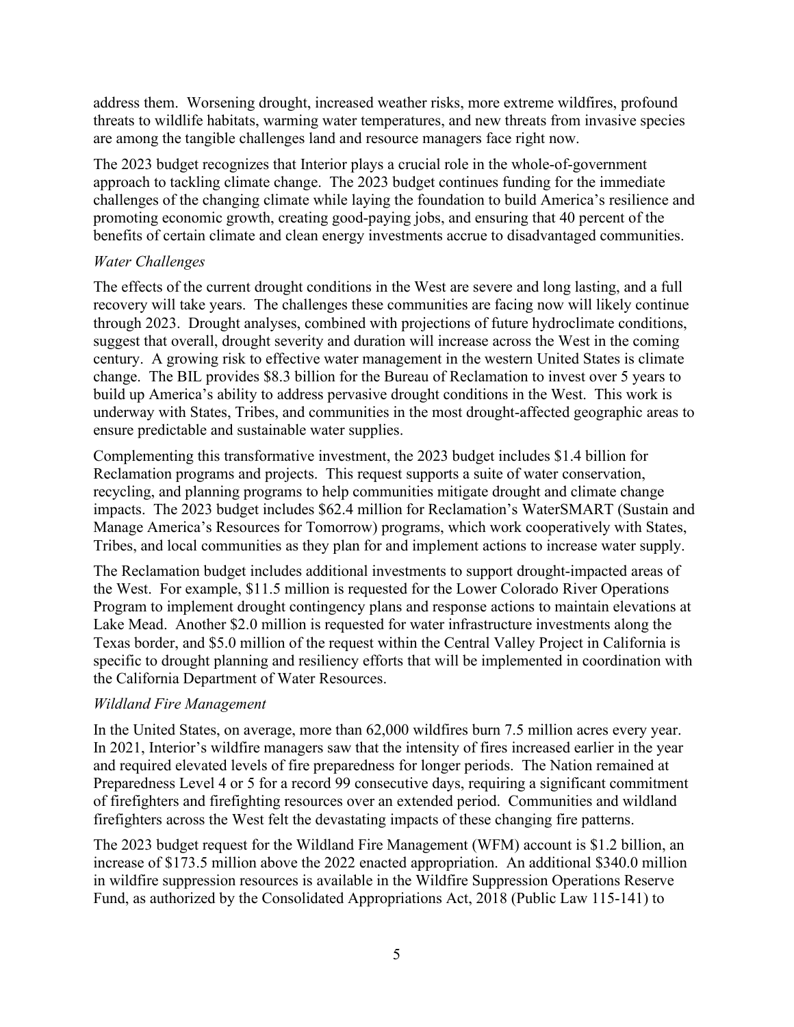address them. Worsening drought, increased weather risks, more extreme wildfires, profound threats to wildlife habitats, warming water temperatures, and new threats from invasive species are among the tangible challenges land and resource managers face right now.

The 2023 budget recognizes that Interior plays a crucial role in the whole-of-government approach to tackling climate change. The 2023 budget continues funding for the immediate challenges of the changing climate while laying the foundation to build America's resilience and promoting economic growth, creating good-paying jobs, and ensuring that 40 percent of the benefits of certain climate and clean energy investments accrue to disadvantaged communities.

*Water Challenges*

The effects of the current drought conditions in the West are severe and long lasting, and a full recovery will take years. The challenges these communities are facing now will likely continue through 2023. Drought analyses, combined with projections of future hydroclimate conditions, suggest that overall, drought severity and duration will increase across the West in the coming century. A growing risk to effective water management in the western United States is climate change. The BIL provides $8.3 billion for the Bureau of Reclamation to invest over 5 years to build up America's ability to address pervasive drought conditions in the West. This work is underway with States, Tribes, and communities in the most drought-affected geographic areas to ensure predictable and sustainable water supplies.

Complementing this transformative investment, the 2023 budget includes $1.4 billion for Reclamation programs and projects. This request supports a suite of water conservation, recycling, and planning programs to help communities mitigate drought and climate change impacts. The 2023 budget includes $62.4 million for Reclamation's WaterSMART (Sustain and Manage America's Resources for Tomorrow) programs, which work cooperatively with States, Tribes, and local communities as they plan for and implement actions to increase water supply.

The Reclamation budget includes additional investments to support drought-impacted areas of the West. For example, $11.5 million is requested for the Lower Colorado River Operations Program to implement drought contingency plans and response actions to maintain elevations at Lake Mead. Another $2.0 million is requested for water infrastructure investments along the Texas border, and $5.0 million of the request within the Central Valley Project in California is specific to drought planning and resiliency efforts that will be implemented in coordination with the California Department of Water Resources.

*Wildland Fire Management*

In the United States, on average, more than 62,000 wildfires burn 7.5 million acres every year. In 2021, Interior's wildfire managers saw that the intensity of fires increased earlier in the year and required elevated levels of fire preparedness for longer periods. The Nation remained at Preparedness Level 4 or 5 for a record 99 consecutive days, requiring a significant commitment of firefighters and firefighting resources over an extended period. Communities and wildland firefighters across the West felt the devastating impacts of these changing fire patterns.

The 2023 budget request for the Wildland Fire Management (WFM) account is $1.2 billion, an increase of $173.5 million above the 2022 enacted appropriation. An additional $340.0 million in wildfire suppression resources is available in the Wildfire Suppression Operations Reserve Fund, as authorized by the Consolidated Appropriations Act, 2018 (Public Law 115-141) to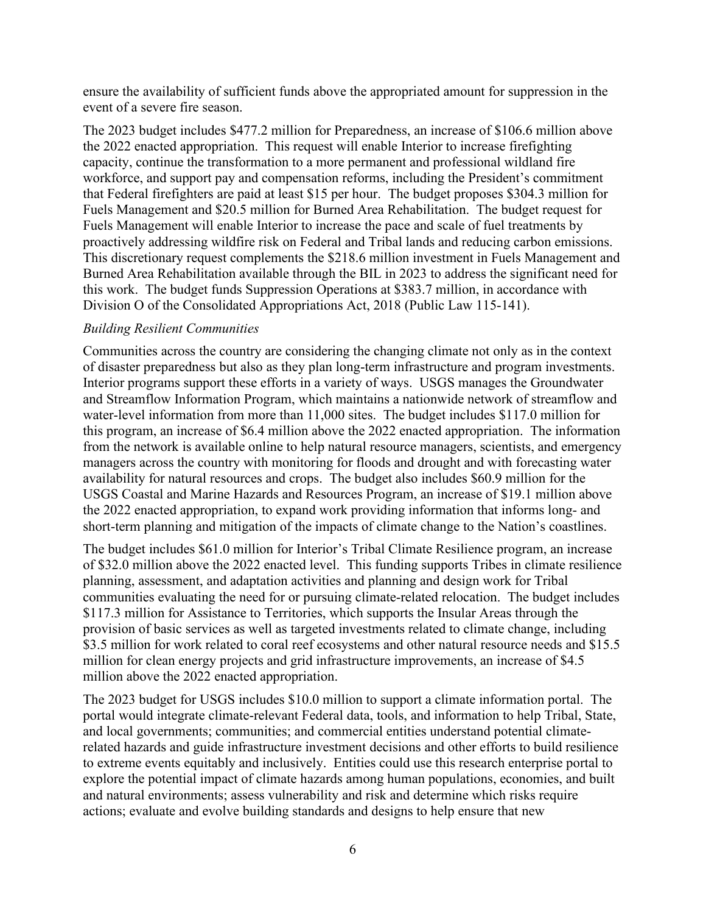ensure the availability of sufficient funds above the appropriated amount for suppression in the event of a severe fire season.

The 2023 budget includes $477.2 million for Preparedness, an increase of $106.6 million above the 2022 enacted appropriation. This request will enable Interior to increase firefighting capacity, continue the transformation to a more permanent and professional wildland fire workforce, and support pay and compensation reforms, including the President's commitment that Federal firefighters are paid at least $15 per hour. The budget proposes $304.3 million for Fuels Management and $20.5 million for Burned Area Rehabilitation. The budget request for Fuels Management will enable Interior to increase the pace and scale of fuel treatments by proactively addressing wildfire risk on Federal and Tribal lands and reducing carbon emissions. This discretionary request complements the $218.6 million investment in Fuels Management and Burned Area Rehabilitation available through the BIL in 2023 to address the significant need for this work. The budget funds Suppression Operations at $383.7 million, in accordance with Division O of the Consolidated Appropriations Act, 2018 (Public Law 115-141).

*Building Resilient Communities*

Communities across the country are considering the changing climate not only as in the context of disaster preparedness but also as they plan long-term infrastructure and program investments. Interior programs support these efforts in a variety of ways. USGS manages the Groundwater and Streamflow Information Program, which maintains a nationwide network of streamflow and water-level information from more than 11,000 sites. The budget includes $117.0 million for this program, an increase of $6.4 million above the 2022 enacted appropriation. The information from the network is available online to help natural resource managers, scientists, and emergency managers across the country with monitoring for floods and drought and with forecasting water availability for natural resources and crops. The budget also includes $60.9 million for the USGS Coastal and Marine Hazards and Resources Program, an increase of $19.1 million above the 2022 enacted appropriation, to expand work providing information that informs long- and short-term planning and mitigation of the impacts of climate change to the Nation's coastlines.

The budget includes $61.0 million for Interior's Tribal Climate Resilience program, an increase of $32.0 million above the 2022 enacted level. This funding supports Tribes in climate resilience planning, assessment, and adaptation activities and planning and design work for Tribal communities evaluating the need for or pursuing climate-related relocation. The budget includes $117.3 million for Assistance to Territories, which supports the Insular Areas through the provision of basic services as well as targeted investments related to climate change, including $3.5 million for work related to coral reef ecosystems and other natural resource needs and $15.5 million for clean energy projects and grid infrastructure improvements, an increase of $4.5 million above the 2022 enacted appropriation.

The 2023 budget for USGS includes $10.0 million to support a climate information portal. The portal would integrate climate-relevant Federal data, tools, and information to help Tribal, State, and local governments; communities; and commercial entities understand potential climate-related hazards and guide infrastructure investment decisions and other efforts to build resilience to extreme events equitably and inclusively. Entities could use this research enterprise portal to explore the potential impact of climate hazards among human populations, economies, and built and natural environments; assess vulnerability and risk and determine which risks require actions; evaluate and evolve building standards and designs to help ensure that new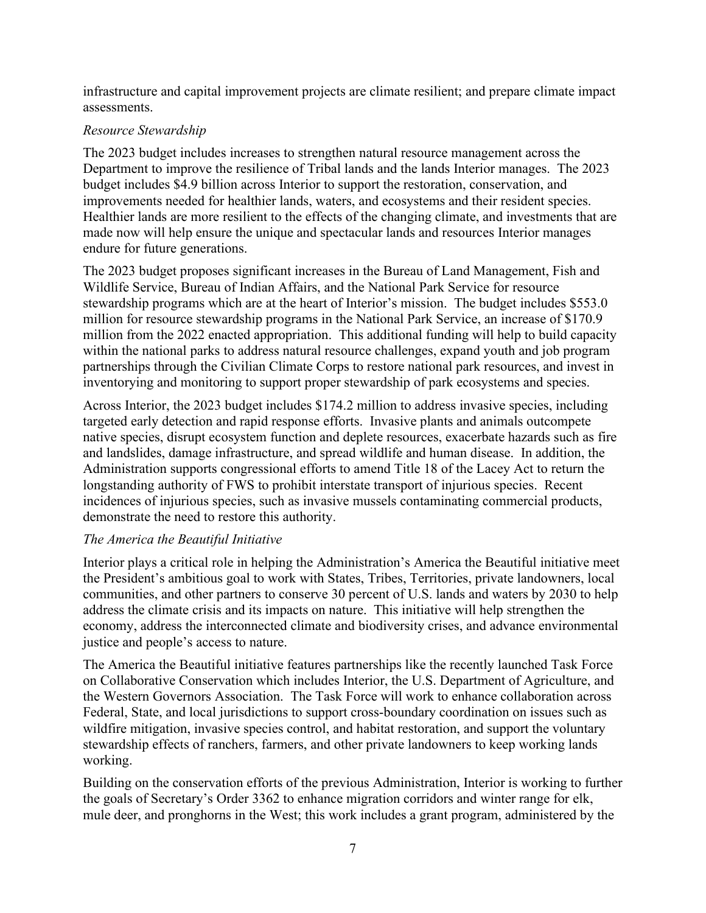infrastructure and capital improvement projects are climate resilient; and prepare climate impact assessments.

*Resource Stewardship*

The 2023 budget includes increases to strengthen natural resource management across the Department to improve the resilience of Tribal lands and the lands Interior manages. The 2023 budget includes $4.9 billion across Interior to support the restoration, conservation, and improvements needed for healthier lands, waters, and ecosystems and their resident species. Healthier lands are more resilient to the effects of the changing climate, and investments that are made now will help ensure the unique and spectacular lands and resources Interior manages endure for future generations.

The 2023 budget proposes significant increases in the Bureau of Land Management, Fish and Wildlife Service, Bureau of Indian Affairs, and the National Park Service for resource stewardship programs which are at the heart of Interior's mission. The budget includes $553.0 million for resource stewardship programs in the National Park Service, an increase of $170.9 million from the 2022 enacted appropriation. This additional funding will help to build capacity within the national parks to address natural resource challenges, expand youth and job program partnerships through the Civilian Climate Corps to restore national park resources, and invest in inventorying and monitoring to support proper stewardship of park ecosystems and species.

Across Interior, the 2023 budget includes $174.2 million to address invasive species, including targeted early detection and rapid response efforts. Invasive plants and animals outcompete native species, disrupt ecosystem function and deplete resources, exacerbate hazards such as fire and landslides, damage infrastructure, and spread wildlife and human disease. In addition, the Administration supports congressional efforts to amend Title 18 of the Lacey Act to return the longstanding authority of FWS to prohibit interstate transport of injurious species. Recent incidences of injurious species, such as invasive mussels contaminating commercial products, demonstrate the need to restore this authority.

*The America the Beautiful Initiative*

Interior plays a critical role in helping the Administration's America the Beautiful initiative meet the President's ambitious goal to work with States, Tribes, Territories, private landowners, local communities, and other partners to conserve 30 percent of U.S. lands and waters by 2030 to help address the climate crisis and its impacts on nature. This initiative will help strengthen the economy, address the interconnected climate and biodiversity crises, and advance environmental justice and people's access to nature.

The America the Beautiful initiative features partnerships like the recently launched Task Force on Collaborative Conservation which includes Interior, the U.S. Department of Agriculture, and the Western Governors Association. The Task Force will work to enhance collaboration across Federal, State, and local jurisdictions to support cross-boundary coordination on issues such as wildfire mitigation, invasive species control, and habitat restoration, and support the voluntary stewardship effects of ranchers, farmers, and other private landowners to keep working lands working.

Building on the conservation efforts of the previous Administration, Interior is working to further the goals of Secretary's Order 3362 to enhance migration corridors and winter range for elk, mule deer, and pronghorns in the West; this work includes a grant program, administered by the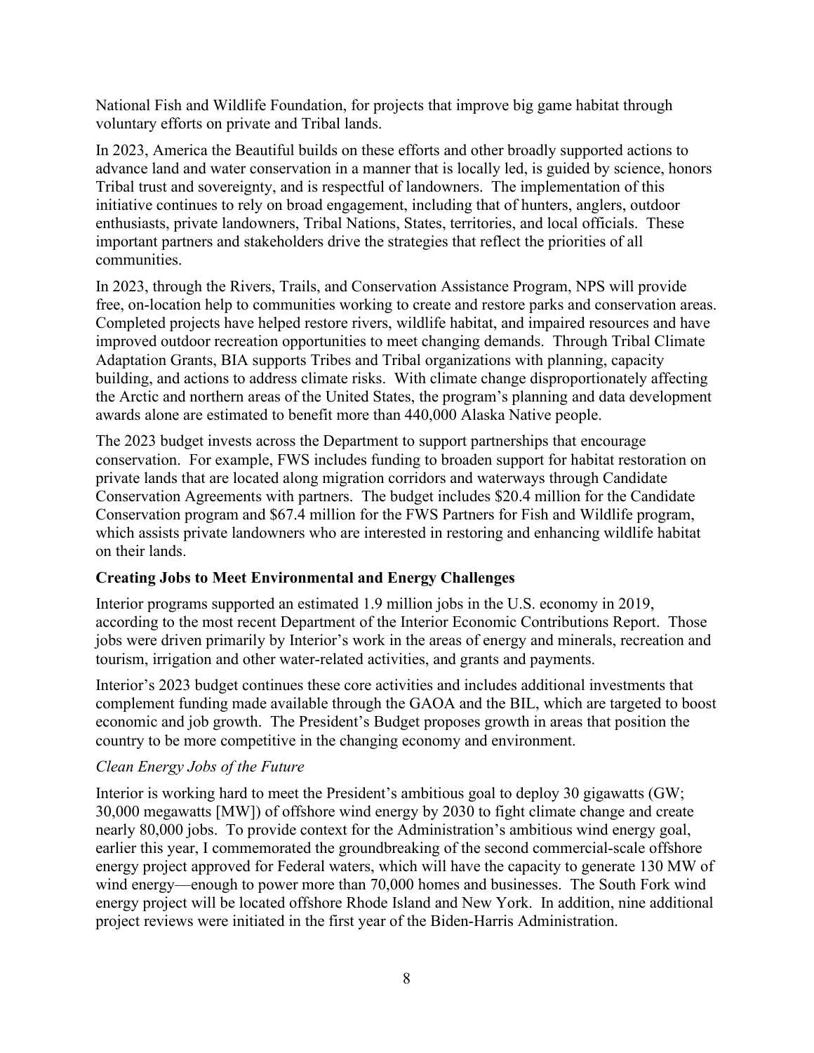National Fish and Wildlife Foundation, for projects that improve big game habitat through voluntary efforts on private and Tribal lands.

In 2023, America the Beautiful builds on these efforts and other broadly supported actions to advance land and water conservation in a manner that is locally led, is guided by science, honors Tribal trust and sovereignty, and is respectful of landowners. The implementation of this initiative continues to rely on broad engagement, including that of hunters, anglers, outdoor enthusiasts, private landowners, Tribal Nations, States, territories, and local officials. These important partners and stakeholders drive the strategies that reflect the priorities of all communities.

In 2023, through the Rivers, Trails, and Conservation Assistance Program, NPS will provide free, on-location help to communities working to create and restore parks and conservation areas. Completed projects have helped restore rivers, wildlife habitat, and impaired resources and have improved outdoor recreation opportunities to meet changing demands. Through Tribal Climate Adaptation Grants, BIA supports Tribes and Tribal organizations with planning, capacity building, and actions to address climate risks. With climate change disproportionately affecting the Arctic and northern areas of the United States, the program's planning and data development awards alone are estimated to benefit more than 440,000 Alaska Native people.

The 2023 budget invests across the Department to support partnerships that encourage conservation. For example, FWS includes funding to broaden support for habitat restoration on private lands that are located along migration corridors and waterways through Candidate Conservation Agreements with partners. The budget includes $20.4 million for the Candidate Conservation program and $67.4 million for the FWS Partners for Fish and Wildlife program, which assists private landowners who are interested in restoring and enhancing wildlife habitat on their lands.

**Creating Jobs to Meet Environmental and Energy Challenges**

Interior programs supported an estimated 1.9 million jobs in the U.S. economy in 2019, according to the most recent Department of the Interior Economic Contributions Report. Those jobs were driven primarily by Interior's work in the areas of energy and minerals, recreation and tourism, irrigation and other water-related activities, and grants and payments.

Interior's 2023 budget continues these core activities and includes additional investments that complement funding made available through the GAOA and the BIL, which are targeted to boost economic and job growth. The President's Budget proposes growth in areas that position the country to be more competitive in the changing economy and environment.

*Clean Energy Jobs of the Future*

Interior is working hard to meet the President's ambitious goal to deploy 30 gigawatts (GW; 30,000 megawatts [MW]) of offshore wind energy by 2030 to fight climate change and create nearly 80,000 jobs. To provide context for the Administration's ambitious wind energy goal, earlier this year, I commemorated the groundbreaking of the second commercial-scale offshore energy project approved for Federal waters, which will have the capacity to generate 130 MW of wind energy—enough to power more than 70,000 homes and businesses. The South Fork wind energy project will be located offshore Rhode Island and New York. In addition, nine additional project reviews were initiated in the first year of the Biden-Harris Administration.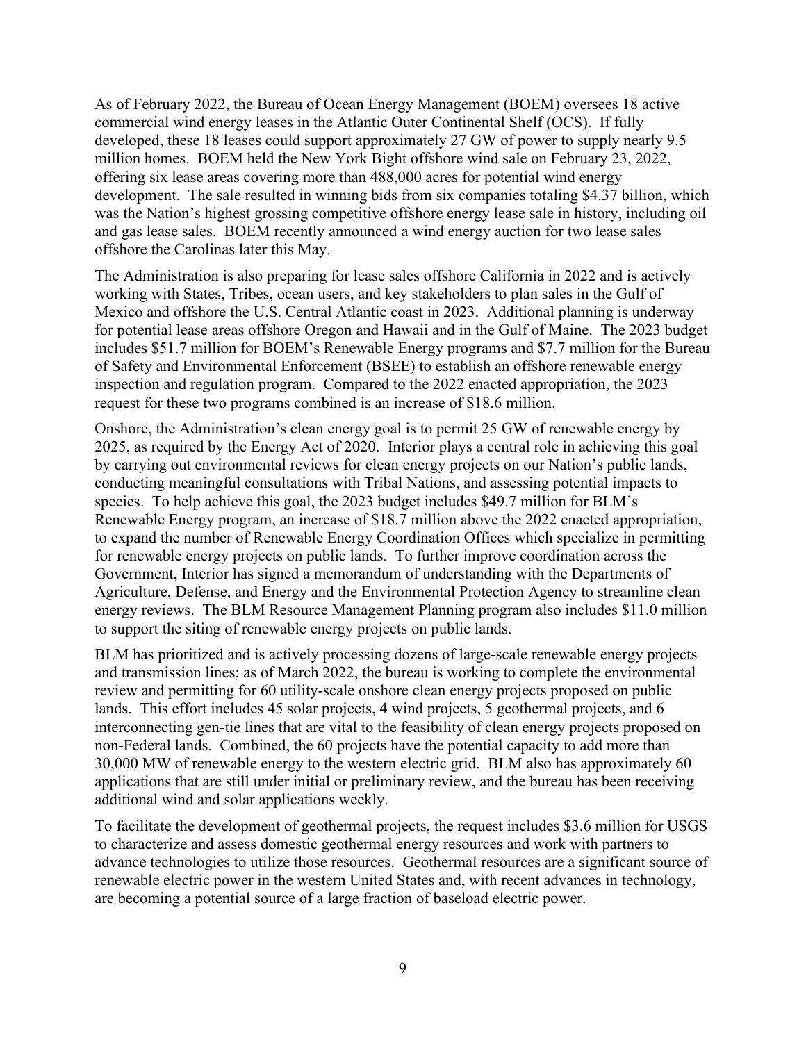As of February 2022, the Bureau of Ocean Energy Management (BOEM) oversees 18 active commercial wind energy leases in the Atlantic Outer Continental Shelf (OCS). If fully developed, these 18 leases could support approximately 27 GW of power to supply nearly 9.5 million homes. BOEM held the New York Bight offshore wind sale on February 23, 2022, offering six lease areas covering more than 488,000 acres for potential wind energy development. The sale resulted in winning bids from six companies totaling $4.37 billion, which was the Nation's highest grossing competitive offshore energy lease sale in history, including oil and gas lease sales. BOEM recently announced a wind energy auction for two lease sales offshore the Carolinas later this May.

The Administration is also preparing for lease sales offshore California in 2022 and is actively working with States, Tribes, ocean users, and key stakeholders to plan sales in the Gulf of Mexico and offshore the U.S. Central Atlantic coast in 2023. Additional planning is underway for potential lease areas offshore Oregon and Hawaii and in the Gulf of Maine. The 2023 budget includes $51.7 million for BOEM's Renewable Energy programs and $7.7 million for the Bureau of Safety and Environmental Enforcement (BSEE) to establish an offshore renewable energy inspection and regulation program. Compared to the 2022 enacted appropriation, the 2023 request for these two programs combined is an increase of $18.6 million.

Onshore, the Administration's clean energy goal is to permit 25 GW of renewable energy by 2025, as required by the Energy Act of 2020. Interior plays a central role in achieving this goal by carrying out environmental reviews for clean energy projects on our Nation's public lands, conducting meaningful consultations with Tribal Nations, and assessing potential impacts to species. To help achieve this goal, the 2023 budget includes $49.7 million for BLM's Renewable Energy program, an increase of $18.7 million above the 2022 enacted appropriation, to expand the number of Renewable Energy Coordination Offices which specialize in permitting for renewable energy projects on public lands. To further improve coordination across the Government, Interior has signed a memorandum of understanding with the Departments of Agriculture, Defense, and Energy and the Environmental Protection Agency to streamline clean energy reviews. The BLM Resource Management Planning program also includes $11.0 million to support the siting of renewable energy projects on public lands.

BLM has prioritized and is actively processing dozens of large-scale renewable energy projects and transmission lines; as of March 2022, the bureau is working to complete the environmental review and permitting for 60 utility-scale onshore clean energy projects proposed on public lands. This effort includes 45 solar projects, 4 wind projects, 5 geothermal projects, and 6 interconnecting gen-tie lines that are vital to the feasibility of clean energy projects proposed on non-Federal lands. Combined, the 60 projects have the potential capacity to add more than 30,000 MW of renewable energy to the western electric grid. BLM also has approximately 60 applications that are still under initial or preliminary review, and the bureau has been receiving additional wind and solar applications weekly.

To facilitate the development of geothermal projects, the request includes $3.6 million for USGS to characterize and assess domestic geothermal energy resources and work with partners to advance technologies to utilize those resources. Geothermal resources are a significant source of renewable electric power in the western United States and, with recent advances in technology, are becoming a potential source of a large fraction of baseload electric power.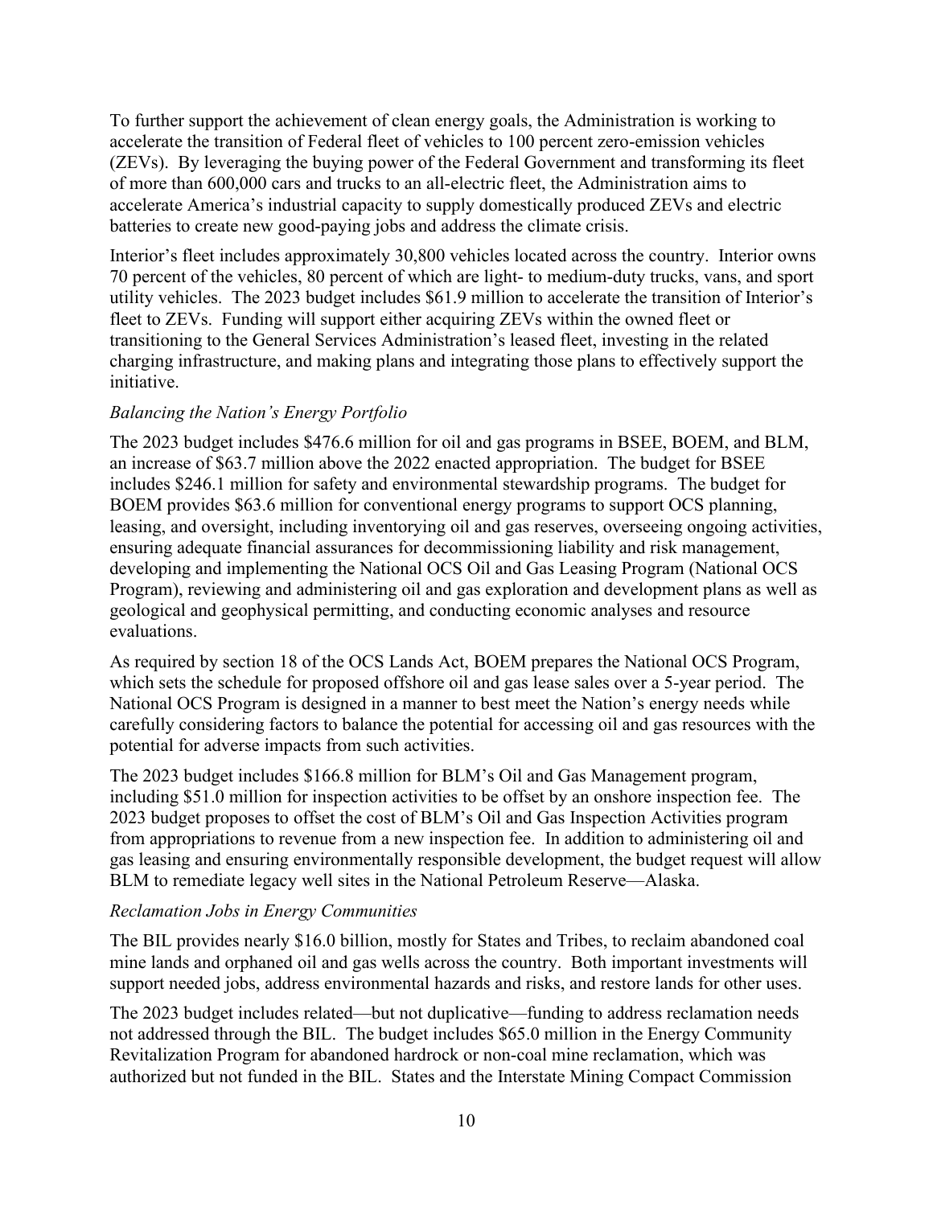To further support the achievement of clean energy goals, the Administration is working to accelerate the transition of Federal fleet of vehicles to 100 percent zero-emission vehicles (ZEVs). By leveraging the buying power of the Federal Government and transforming its fleet of more than 600,000 cars and trucks to an all-electric fleet, the Administration aims to accelerate America's industrial capacity to supply domestically produced ZEVs and electric batteries to create new good-paying jobs and address the climate crisis.

Interior's fleet includes approximately 30,800 vehicles located across the country. Interior owns 70 percent of the vehicles, 80 percent of which are light- to medium-duty trucks, vans, and sport utility vehicles. The 2023 budget includes $61.9 million to accelerate the transition of Interior's fleet to ZEVs. Funding will support either acquiring ZEVs within the owned fleet or transitioning to the General Services Administration's leased fleet, investing in the related charging infrastructure, and making plans and integrating those plans to effectively support the initiative.

*Balancing the Nation's Energy Portfolio*

The 2023 budget includes $476.6 million for oil and gas programs in BSEE, BOEM, and BLM, an increase of $63.7 million above the 2022 enacted appropriation. The budget for BSEE includes $246.1 million for safety and environmental stewardship programs. The budget for BOEM provides $63.6 million for conventional energy programs to support OCS planning, leasing, and oversight, including inventorying oil and gas reserves, overseeing ongoing activities, ensuring adequate financial assurances for decommissioning liability and risk management, developing and implementing the National OCS Oil and Gas Leasing Program (National OCS Program), reviewing and administering oil and gas exploration and development plans as well as geological and geophysical permitting, and conducting economic analyses and resource evaluations.

As required by section 18 of the OCS Lands Act, BOEM prepares the National OCS Program, which sets the schedule for proposed offshore oil and gas lease sales over a 5-year period. The National OCS Program is designed in a manner to best meet the Nation's energy needs while carefully considering factors to balance the potential for accessing oil and gas resources with the potential for adverse impacts from such activities.

The 2023 budget includes $166.8 million for BLM's Oil and Gas Management program, including $51.0 million for inspection activities to be offset by an onshore inspection fee. The 2023 budget proposes to offset the cost of BLM's Oil and Gas Inspection Activities program from appropriations to revenue from a new inspection fee. In addition to administering oil and gas leasing and ensuring environmentally responsible development, the budget request will allow BLM to remediate legacy well sites in the National Petroleum Reserve—Alaska.

*Reclamation Jobs in Energy Communities*

The BIL provides nearly $16.0 billion, mostly for States and Tribes, to reclaim abandoned coal mine lands and orphaned oil and gas wells across the country. Both important investments will support needed jobs, address environmental hazards and risks, and restore lands for other uses.

The 2023 budget includes related—but not duplicative—funding to address reclamation needs not addressed through the BIL. The budget includes $65.0 million in the Energy Community Revitalization Program for abandoned hardrock or non-coal mine reclamation, which was authorized but not funded in the BIL. States and the Interstate Mining Compact Commission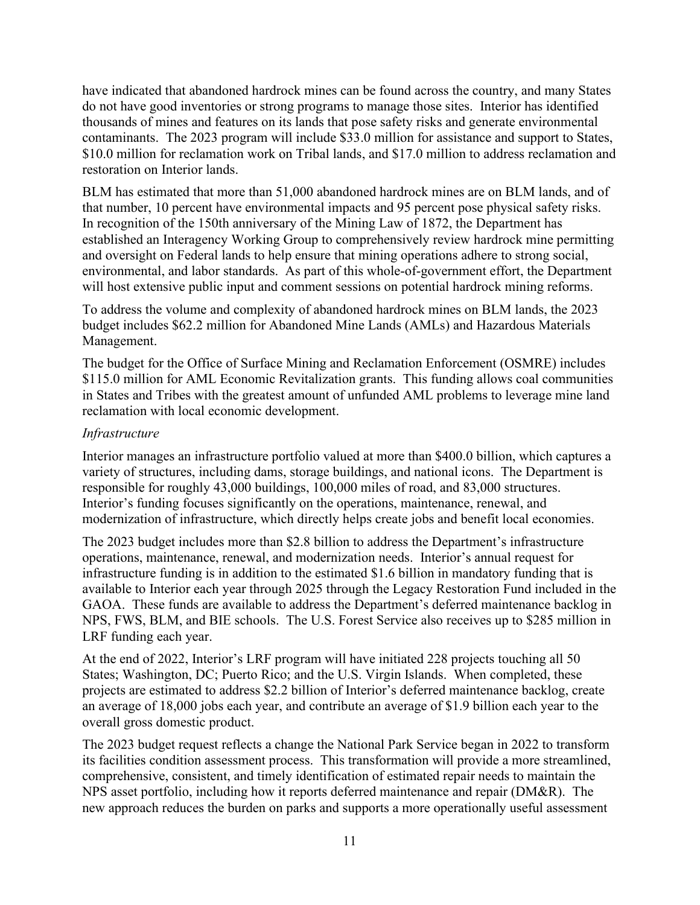have indicated that abandoned hardrock mines can be found across the country, and many States do not have good inventories or strong programs to manage those sites. Interior has identified thousands of mines and features on its lands that pose safety risks and generate environmental contaminants. The 2023 program will include $33.0 million for assistance and support to States, $10.0 million for reclamation work on Tribal lands, and $17.0 million to address reclamation and restoration on Interior lands.

BLM has estimated that more than 51,000 abandoned hardrock mines are on BLM lands, and of that number, 10 percent have environmental impacts and 95 percent pose physical safety risks. In recognition of the 150th anniversary of the Mining Law of 1872, the Department has established an Interagency Working Group to comprehensively review hardrock mine permitting and oversight on Federal lands to help ensure that mining operations adhere to strong social, environmental, and labor standards. As part of this whole-of-government effort, the Department will host extensive public input and comment sessions on potential hardrock mining reforms.

To address the volume and complexity of abandoned hardrock mines on BLM lands, the 2023 budget includes $62.2 million for Abandoned Mine Lands (AMLs) and Hazardous Materials Management.

The budget for the Office of Surface Mining and Reclamation Enforcement (OSMRE) includes $115.0 million for AML Economic Revitalization grants. This funding allows coal communities in States and Tribes with the greatest amount of unfunded AML problems to leverage mine land reclamation with local economic development.

*Infrastructure*

Interior manages an infrastructure portfolio valued at more than $400.0 billion, which captures a variety of structures, including dams, storage buildings, and national icons. The Department is responsible for roughly 43,000 buildings, 100,000 miles of road, and 83,000 structures. Interior's funding focuses significantly on the operations, maintenance, renewal, and modernization of infrastructure, which directly helps create jobs and benefit local economies.

The 2023 budget includes more than $2.8 billion to address the Department's infrastructure operations, maintenance, renewal, and modernization needs. Interior's annual request for infrastructure funding is in addition to the estimated $1.6 billion in mandatory funding that is available to Interior each year through 2025 through the Legacy Restoration Fund included in the GAOA. These funds are available to address the Department's deferred maintenance backlog in NPS, FWS, BLM, and BIE schools. The U.S. Forest Service also receives up to $285 million in LRF funding each year.

At the end of 2022, Interior's LRF program will have initiated 228 projects touching all 50 States; Washington, DC; Puerto Rico; and the U.S. Virgin Islands. When completed, these projects are estimated to address $2.2 billion of Interior's deferred maintenance backlog, create an average of 18,000 jobs each year, and contribute an average of $1.9 billion each year to the overall gross domestic product.

The 2023 budget request reflects a change the National Park Service began in 2022 to transform its facilities condition assessment process. This transformation will provide a more streamlined, comprehensive, consistent, and timely identification of estimated repair needs to maintain the NPS asset portfolio, including how it reports deferred maintenance and repair (DM&R). The new approach reduces the burden on parks and supports a more operationally useful assessment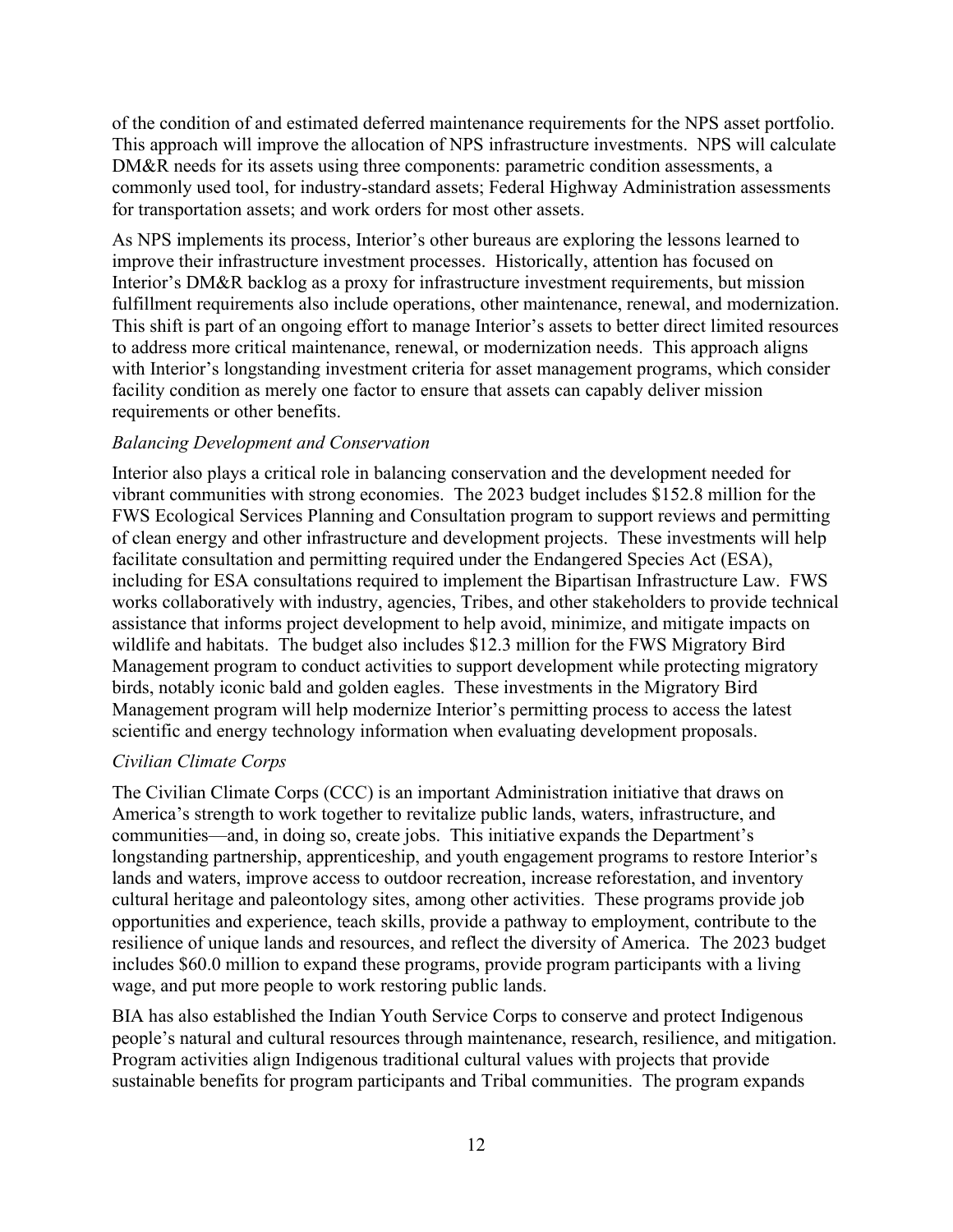of the condition of and estimated deferred maintenance requirements for the NPS asset portfolio. This approach will improve the allocation of NPS infrastructure investments. NPS will calculate DM&R needs for its assets using three components: parametric condition assessments, a commonly used tool, for industry-standard assets; Federal Highway Administration assessments for transportation assets; and work orders for most other assets.

As NPS implements its process, Interior's other bureaus are exploring the lessons learned to improve their infrastructure investment processes. Historically, attention has focused on Interior's DM&R backlog as a proxy for infrastructure investment requirements, but mission fulfillment requirements also include operations, other maintenance, renewal, and modernization. This shift is part of an ongoing effort to manage Interior's assets to better direct limited resources to address more critical maintenance, renewal, or modernization needs. This approach aligns with Interior's longstanding investment criteria for asset management programs, which consider facility condition as merely one factor to ensure that assets can capably deliver mission requirements or other benefits.

*Balancing Development and Conservation*

Interior also plays a critical role in balancing conservation and the development needed for vibrant communities with strong economies. The 2023 budget includes $152.8 million for the FWS Ecological Services Planning and Consultation program to support reviews and permitting of clean energy and other infrastructure and development projects. These investments will help facilitate consultation and permitting required under the Endangered Species Act (ESA), including for ESA consultations required to implement the Bipartisan Infrastructure Law. FWS works collaboratively with industry, agencies, Tribes, and other stakeholders to provide technical assistance that informs project development to help avoid, minimize, and mitigate impacts on wildlife and habitats. The budget also includes $12.3 million for the FWS Migratory Bird Management program to conduct activities to support development while protecting migratory birds, notably iconic bald and golden eagles. These investments in the Migratory Bird Management program will help modernize Interior's permitting process to access the latest scientific and energy technology information when evaluating development proposals.

*Civilian Climate Corps*

The Civilian Climate Corps (CCC) is an important Administration initiative that draws on America's strength to work together to revitalize public lands, waters, infrastructure, and communities—and, in doing so, create jobs. This initiative expands the Department's longstanding partnership, apprenticeship, and youth engagement programs to restore Interior's lands and waters, improve access to outdoor recreation, increase reforestation, and inventory cultural heritage and paleontology sites, among other activities. These programs provide job opportunities and experience, teach skills, provide a pathway to employment, contribute to the resilience of unique lands and resources, and reflect the diversity of America. The 2023 budget includes $60.0 million to expand these programs, provide program participants with a living wage, and put more people to work restoring public lands.

BIA has also established the Indian Youth Service Corps to conserve and protect Indigenous people's natural and cultural resources through maintenance, research, resilience, and mitigation. Program activities align Indigenous traditional cultural values with projects that provide sustainable benefits for program participants and Tribal communities. The program expands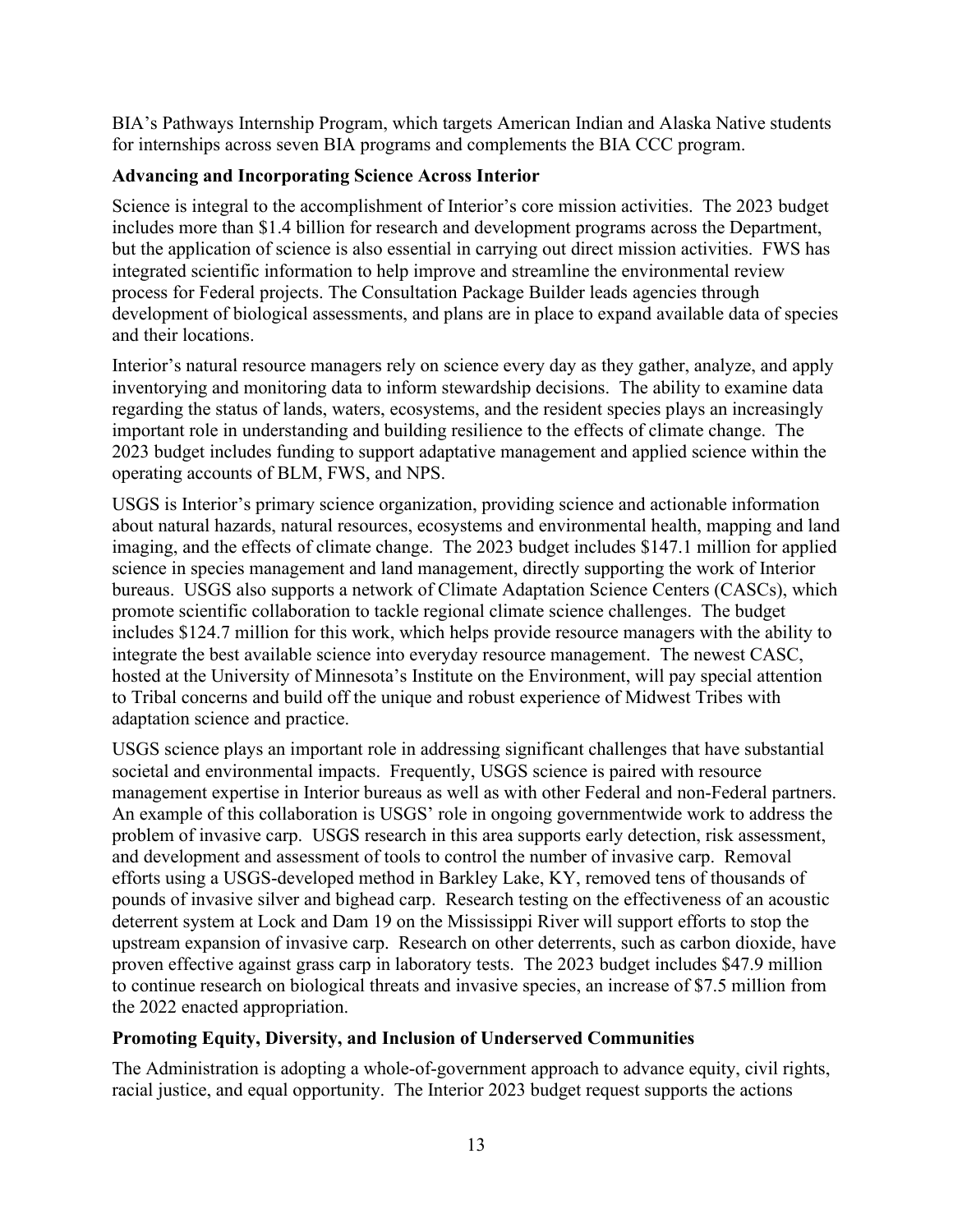BIA's Pathways Internship Program, which targets American Indian and Alaska Native students for internships across seven BIA programs and complements the BIA CCC program.

**Advancing and Incorporating Science Across Interior**

Science is integral to the accomplishment of Interior's core mission activities. The 2023 budget includes more than $1.4 billion for research and development programs across the Department, but the application of science is also essential in carrying out direct mission activities. FWS has integrated scientific information to help improve and streamline the environmental review process for Federal projects. The Consultation Package Builder leads agencies through development of biological assessments, and plans are in place to expand available data of species and their locations.

Interior's natural resource managers rely on science every day as they gather, analyze, and apply inventorying and monitoring data to inform stewardship decisions. The ability to examine data regarding the status of lands, waters, ecosystems, and the resident species plays an increasingly important role in understanding and building resilience to the effects of climate change. The 2023 budget includes funding to support adaptative management and applied science within the operating accounts of BLM, FWS, and NPS.

USGS is Interior's primary science organization, providing science and actionable information about natural hazards, natural resources, ecosystems and environmental health, mapping and land imaging, and the effects of climate change. The 2023 budget includes $147.1 million for applied science in species management and land management, directly supporting the work of Interior bureaus. USGS also supports a network of Climate Adaptation Science Centers (CASCs), which promote scientific collaboration to tackle regional climate science challenges. The budget includes $124.7 million for this work, which helps provide resource managers with the ability to integrate the best available science into everyday resource management. The newest CASC, hosted at the University of Minnesota's Institute on the Environment, will pay special attention to Tribal concerns and build off the unique and robust experience of Midwest Tribes with adaptation science and practice.

USGS science plays an important role in addressing significant challenges that have substantial societal and environmental impacts. Frequently, USGS science is paired with resource management expertise in Interior bureaus as well as with other Federal and non-Federal partners. An example of this collaboration is USGS' role in ongoing governmentwide work to address the problem of invasive carp. USGS research in this area supports early detection, risk assessment, and development and assessment of tools to control the number of invasive carp. Removal efforts using a USGS-developed method in Barkley Lake, KY, removed tens of thousands of pounds of invasive silver and bighead carp. Research testing on the effectiveness of an acoustic deterrent system at Lock and Dam 19 on the Mississippi River will support efforts to stop the upstream expansion of invasive carp. Research on other deterrents, such as carbon dioxide, have proven effective against grass carp in laboratory tests. The 2023 budget includes $47.9 million to continue research on biological threats and invasive species, an increase of $7.5 million from the 2022 enacted appropriation.

**Promoting Equity, Diversity, and Inclusion of Underserved Communities**

The Administration is adopting a whole-of-government approach to advance equity, civil rights, racial justice, and equal opportunity. The Interior 2023 budget request supports the actions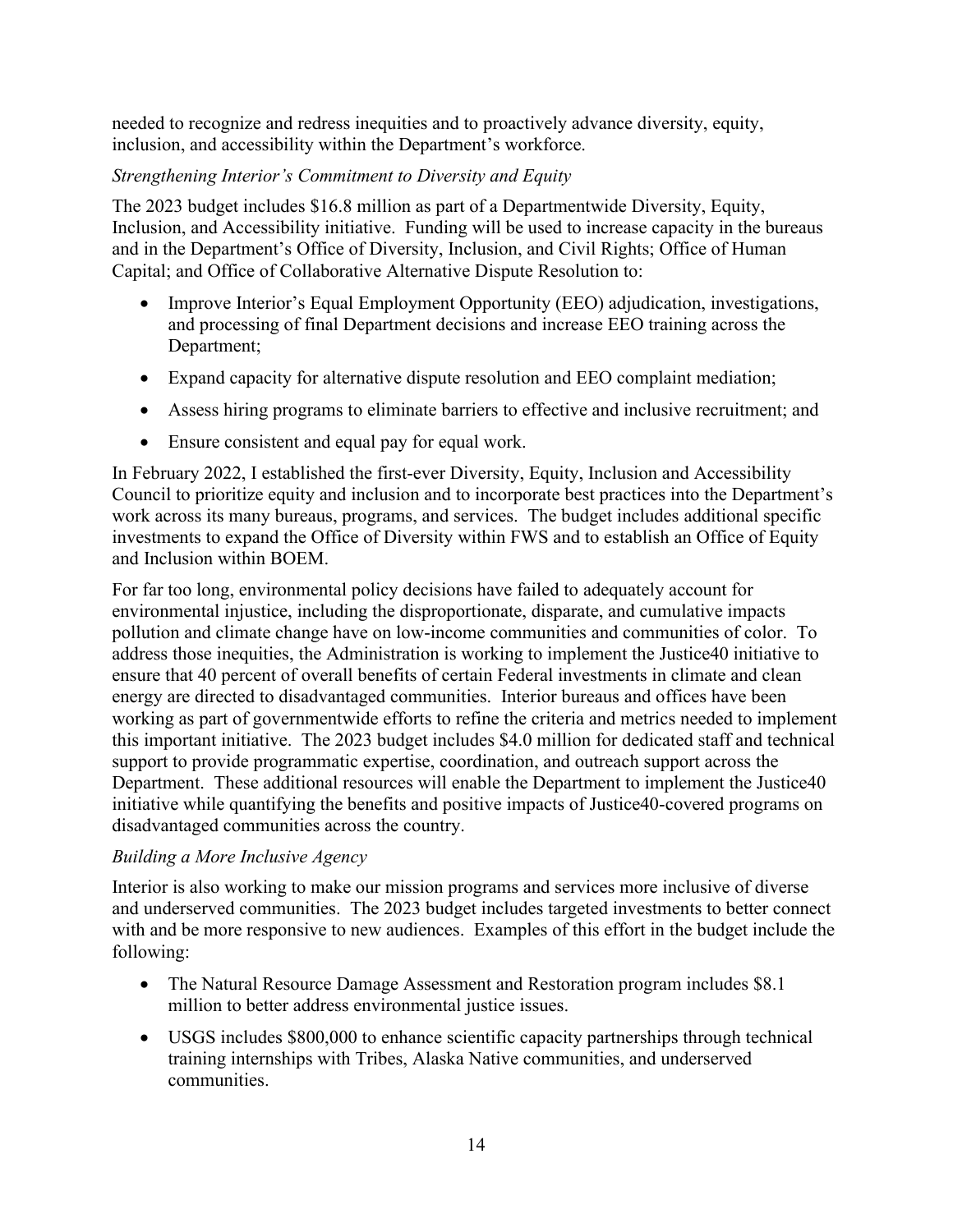needed to recognize and redress inequities and to proactively advance diversity, equity, inclusion, and accessibility within the Department's workforce.

*Strengthening Interior's Commitment to Diversity and Equity*

The 2023 budget includes $16.8 million as part of a Departmentwide Diversity, Equity, Inclusion, and Accessibility initiative. Funding will be used to increase capacity in the bureaus and in the Department's Office of Diversity, Inclusion, and Civil Rights; Office of Human Capital; and Office of Collaborative Alternative Dispute Resolution to:

- Improve Interior's Equal Employment Opportunity (EEO) adjudication, investigations, and processing of final Department decisions and increase EEO training across the Department;
- Expand capacity for alternative dispute resolution and EEO complaint mediation;
- Assess hiring programs to eliminate barriers to effective and inclusive recruitment; and
- Ensure consistent and equal pay for equal work.

In February 2022, I established the first-ever Diversity, Equity, Inclusion and Accessibility Council to prioritize equity and inclusion and to incorporate best practices into the Department's work across its many bureaus, programs, and services. The budget includes additional specific investments to expand the Office of Diversity within FWS and to establish an Office of Equity and Inclusion within BOEM.

For far too long, environmental policy decisions have failed to adequately account for environmental injustice, including the disproportionate, disparate, and cumulative impacts pollution and climate change have on low-income communities and communities of color. To address those inequities, the Administration is working to implement the Justice40 initiative to ensure that 40 percent of overall benefits of certain Federal investments in climate and clean energy are directed to disadvantaged communities. Interior bureaus and offices have been working as part of governmentwide efforts to refine the criteria and metrics needed to implement this important initiative. The 2023 budget includes $4.0 million for dedicated staff and technical support to provide programmatic expertise, coordination, and outreach support across the Department. These additional resources will enable the Department to implement the Justice40 initiative while quantifying the benefits and positive impacts of Justice40-covered programs on disadvantaged communities across the country.

*Building a More Inclusive Agency*

Interior is also working to make our mission programs and services more inclusive of diverse and underserved communities. The 2023 budget includes targeted investments to better connect with and be more responsive to new audiences. Examples of this effort in the budget include the following:

- The Natural Resource Damage Assessment and Restoration program includes $8.1 million to better address environmental justice issues.
- USGS includes $800,000 to enhance scientific capacity partnerships through technical training internships with Tribes, Alaska Native communities, and underserved communities.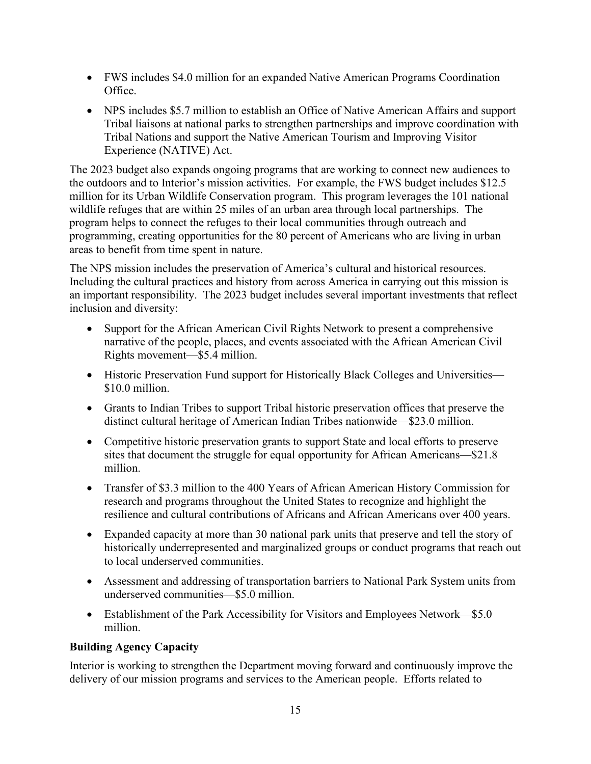- FWS includes $4.0 million for an expanded Native American Programs Coordination Office.
- NPS includes $5.7 million to establish an Office of Native American Affairs and support Tribal liaisons at national parks to strengthen partnerships and improve coordination with Tribal Nations and support the Native American Tourism and Improving Visitor Experience (NATIVE) Act.

The 2023 budget also expands ongoing programs that are working to connect new audiences to the outdoors and to Interior's mission activities. For example, the FWS budget includes $12.5 million for its Urban Wildlife Conservation program. This program leverages the 101 national wildlife refuges that are within 25 miles of an urban area through local partnerships. The program helps to connect the refuges to their local communities through outreach and programming, creating opportunities for the 80 percent of Americans who are living in urban areas to benefit from time spent in nature.

The NPS mission includes the preservation of America's cultural and historical resources. Including the cultural practices and history from across America in carrying out this mission is an important responsibility. The 2023 budget includes several important investments that reflect inclusion and diversity:

- Support for the African American Civil Rights Network to present a comprehensive narrative of the people, places, and events associated with the African American Civil Rights movement—$5.4 million.
- Historic Preservation Fund support for Historically Black Colleges and Universities—$10.0 million.
- Grants to Indian Tribes to support Tribal historic preservation offices that preserve the distinct cultural heritage of American Indian Tribes nationwide—$23.0 million.
- Competitive historic preservation grants to support State and local efforts to preserve sites that document the struggle for equal opportunity for African Americans—$21.8 million.
- Transfer of $3.3 million to the 400 Years of African American History Commission for research and programs throughout the United States to recognize and highlight the resilience and cultural contributions of Africans and African Americans over 400 years.
- Expanded capacity at more than 30 national park units that preserve and tell the story of historically underrepresented and marginalized groups or conduct programs that reach out to local underserved communities.
- Assessment and addressing of transportation barriers to National Park System units from underserved communities—$5.0 million.
- Establishment of the Park Accessibility for Visitors and Employees Network—$5.0 million.

**Building Agency Capacity**

Interior is working to strengthen the Department moving forward and continuously improve the delivery of our mission programs and services to the American people. Efforts related to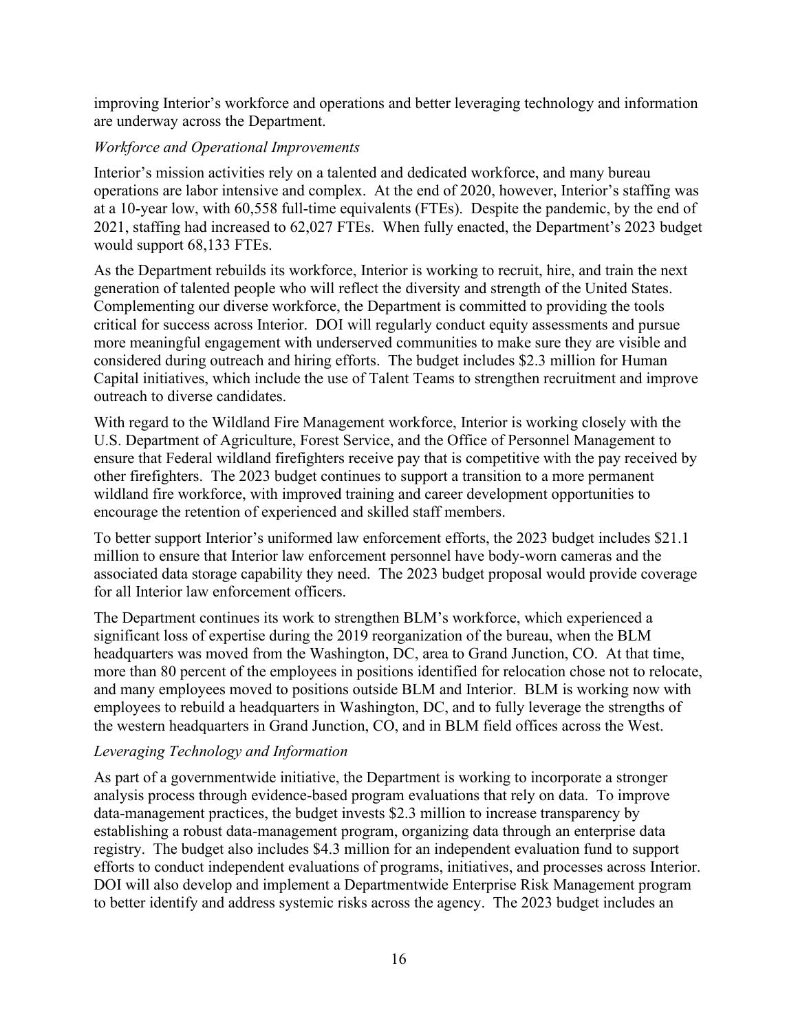improving Interior's workforce and operations and better leveraging technology and information are underway across the Department.

*Workforce and Operational Improvements*

Interior's mission activities rely on a talented and dedicated workforce, and many bureau operations are labor intensive and complex. At the end of 2020, however, Interior's staffing was at a 10-year low, with 60,558 full-time equivalents (FTEs). Despite the pandemic, by the end of 2021, staffing had increased to 62,027 FTEs. When fully enacted, the Department's 2023 budget would support 68,133 FTEs.

As the Department rebuilds its workforce, Interior is working to recruit, hire, and train the next generation of talented people who will reflect the diversity and strength of the United States. Complementing our diverse workforce, the Department is committed to providing the tools critical for success across Interior. DOI will regularly conduct equity assessments and pursue more meaningful engagement with underserved communities to make sure they are visible and considered during outreach and hiring efforts. The budget includes $2.3 million for Human Capital initiatives, which include the use of Talent Teams to strengthen recruitment and improve outreach to diverse candidates.

With regard to the Wildland Fire Management workforce, Interior is working closely with the U.S. Department of Agriculture, Forest Service, and the Office of Personnel Management to ensure that Federal wildland firefighters receive pay that is competitive with the pay received by other firefighters. The 2023 budget continues to support a transition to a more permanent wildland fire workforce, with improved training and career development opportunities to encourage the retention of experienced and skilled staff members.

To better support Interior's uniformed law enforcement efforts, the 2023 budget includes $21.1 million to ensure that Interior law enforcement personnel have body-worn cameras and the associated data storage capability they need. The 2023 budget proposal would provide coverage for all Interior law enforcement officers.

The Department continues its work to strengthen BLM's workforce, which experienced a significant loss of expertise during the 2019 reorganization of the bureau, when the BLM headquarters was moved from the Washington, DC, area to Grand Junction, CO. At that time, more than 80 percent of the employees in positions identified for relocation chose not to relocate, and many employees moved to positions outside BLM and Interior. BLM is working now with employees to rebuild a headquarters in Washington, DC, and to fully leverage the strengths of the western headquarters in Grand Junction, CO, and in BLM field offices across the West.

*Leveraging Technology and Information*

As part of a governmentwide initiative, the Department is working to incorporate a stronger analysis process through evidence-based program evaluations that rely on data. To improve data-management practices, the budget invests $2.3 million to increase transparency by establishing a robust data-management program, organizing data through an enterprise data registry. The budget also includes $4.3 million for an independent evaluation fund to support efforts to conduct independent evaluations of programs, initiatives, and processes across Interior. DOI will also develop and implement a Departmentwide Enterprise Risk Management program to better identify and address systemic risks across the agency. The 2023 budget includes an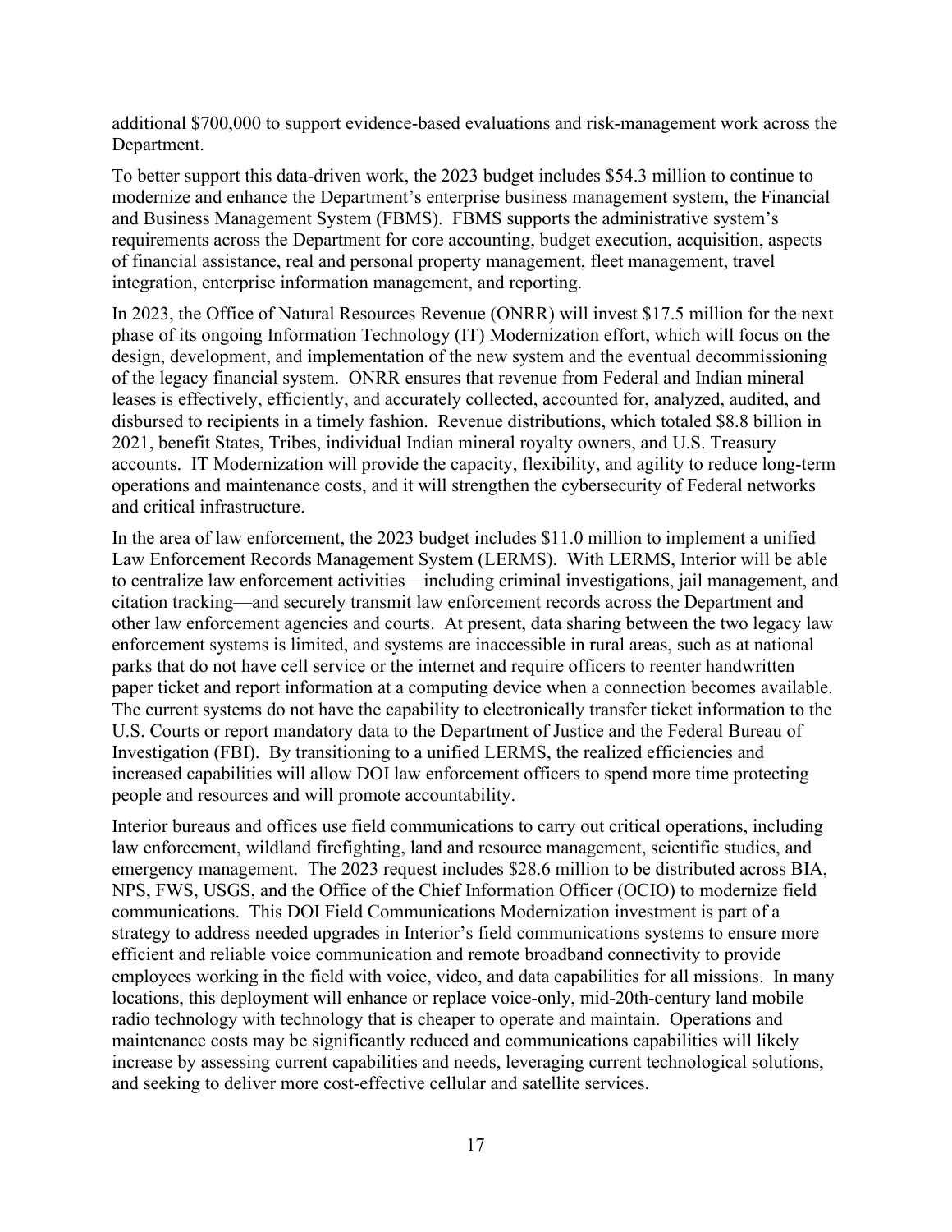additional $700,000 to support evidence-based evaluations and risk-management work across the Department.

To better support this data-driven work, the 2023 budget includes $54.3 million to continue to modernize and enhance the Department's enterprise business management system, the Financial and Business Management System (FBMS). FBMS supports the administrative system's requirements across the Department for core accounting, budget execution, acquisition, aspects of financial assistance, real and personal property management, fleet management, travel integration, enterprise information management, and reporting.

In 2023, the Office of Natural Resources Revenue (ONRR) will invest $17.5 million for the next phase of its ongoing Information Technology (IT) Modernization effort, which will focus on the design, development, and implementation of the new system and the eventual decommissioning of the legacy financial system. ONRR ensures that revenue from Federal and Indian mineral leases is effectively, efficiently, and accurately collected, accounted for, analyzed, audited, and disbursed to recipients in a timely fashion. Revenue distributions, which totaled $8.8 billion in 2021, benefit States, Tribes, individual Indian mineral royalty owners, and U.S. Treasury accounts. IT Modernization will provide the capacity, flexibility, and agility to reduce long-term operations and maintenance costs, and it will strengthen the cybersecurity of Federal networks and critical infrastructure.

In the area of law enforcement, the 2023 budget includes $11.0 million to implement a unified Law Enforcement Records Management System (LERMS). With LERMS, Interior will be able to centralize law enforcement activities—including criminal investigations, jail management, and citation tracking—and securely transmit law enforcement records across the Department and other law enforcement agencies and courts. At present, data sharing between the two legacy law enforcement systems is limited, and systems are inaccessible in rural areas, such as at national parks that do not have cell service or the internet and require officers to reenter handwritten paper ticket and report information at a computing device when a connection becomes available. The current systems do not have the capability to electronically transfer ticket information to the U.S. Courts or report mandatory data to the Department of Justice and the Federal Bureau of Investigation (FBI). By transitioning to a unified LERMS, the realized efficiencies and increased capabilities will allow DOI law enforcement officers to spend more time protecting people and resources and will promote accountability.

Interior bureaus and offices use field communications to carry out critical operations, including law enforcement, wildland firefighting, land and resource management, scientific studies, and emergency management. The 2023 request includes $28.6 million to be distributed across BIA, NPS, FWS, USGS, and the Office of the Chief Information Officer (OCIO) to modernize field communications. This DOI Field Communications Modernization investment is part of a strategy to address needed upgrades in Interior's field communications systems to ensure more efficient and reliable voice communication and remote broadband connectivity to provide employees working in the field with voice, video, and data capabilities for all missions. In many locations, this deployment will enhance or replace voice-only, mid-20th-century land mobile radio technology with technology that is cheaper to operate and maintain. Operations and maintenance costs may be significantly reduced and communications capabilities will likely increase by assessing current capabilities and needs, leveraging current technological solutions, and seeking to deliver more cost-effective cellular and satellite services.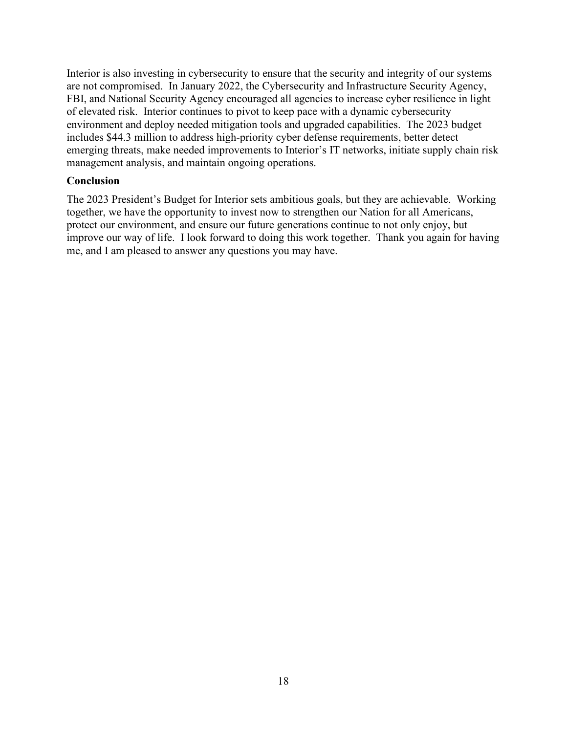Interior is also investing in cybersecurity to ensure that the security and integrity of our systems are not compromised. In January 2022, the Cybersecurity and Infrastructure Security Agency, FBI, and National Security Agency encouraged all agencies to increase cyber resilience in light of elevated risk. Interior continues to pivot to keep pace with a dynamic cybersecurity environment and deploy needed mitigation tools and upgraded capabilities. The 2023 budget includes $44.3 million to address high-priority cyber defense requirements, better detect emerging threats, make needed improvements to Interior's IT networks, initiate supply chain risk management analysis, and maintain ongoing operations.

**Conclusion**

The 2023 President's Budget for Interior sets ambitious goals, but they are achievable. Working together, we have the opportunity to invest now to strengthen our Nation for all Americans, protect our environment, and ensure our future generations continue to not only enjoy, but improve our way of life. I look forward to doing this work together. Thank you again for having me, and I am pleased to answer any questions you may have.